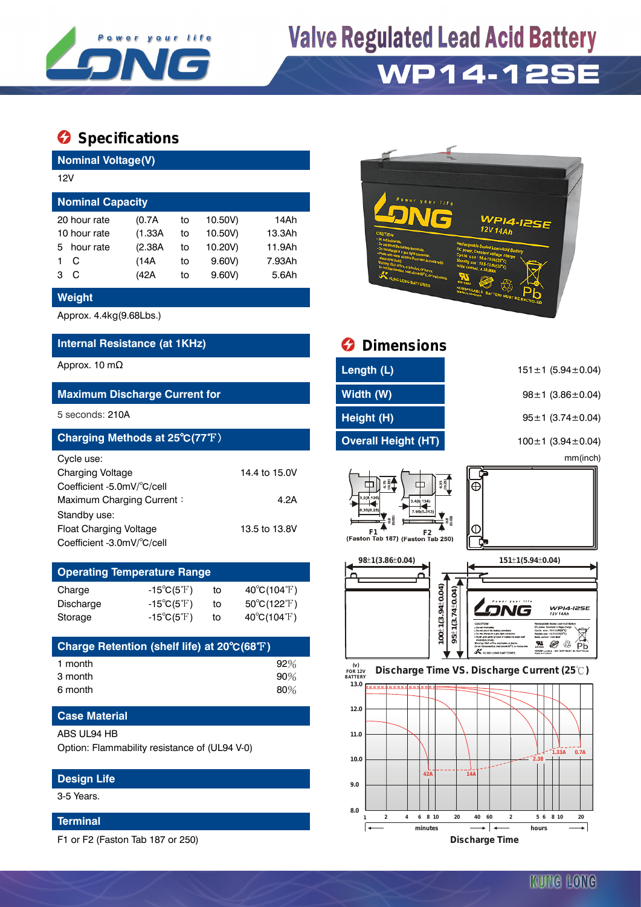# Valve Regulated Lead Acid Battery

# WP14-12SE

## Specifications

### Nominal Voltage(V)

12V

### Nominal Capacity

| Rate | Current | | Voltage | Capacity |
|---|---|---|---|---|
| 20 hour rate | (0.7A | to | 10.50V) | 14Ah |
| 10 hour rate | (1.33A | to | 10.50V) | 13.3Ah |
| 5 hour rate | (2.38A | to | 10.20V) | 11.9Ah |
| 1 C | (14A | to | 9.60V) | 7.93Ah |
| 3 C | (42A | to | 9.60V) | 5.6Ah |

### Weight

Approx. 4.4kg(9.68Lbs.)

### Internal Resistance (at 1KHz)

Approx. 10 mΩ

### Maximum Discharge Current for

5 seconds: 210A

### Charging Methods at 25℃(77℉)

Cycle use:

| | |
|---|---|
| Charging Voltage | 14.4 to 15.0V |
| Coefficient -5.0mV/℃/cell | |
| Maximum Charging Current： | 4.2A |

Standby use:

| | |
|---|---|
| Float Charging Voltage | 13.5 to 13.8V |
| Coefficient -3.0mV/℃/cell | |

### Operating Temperature Range

| | | | |
|---|---|---|---|
| Charge | -15℃(5℉) | to | 40℃(104℉) |
| Discharge | -15℃(5℉) | to | 50℃(122℉) |
| Storage | -15℃(5℉) | to | 40℃(104℉) |

### Charge Retention (shelf life) at 20℃(68℉)

| | |
|---|---|
| 1 month | 92% |
| 3 month | 90% |
| 6 month | 80% |

### Case Material

ABS UL94 HB

Option: Flammability resistance of (UL94 V-0)

### Design Life

3-5 Years.

### Terminal

F1 or F2 (Faston Tab 187 or 250)

## Dimensions

| | |
|---|---|
| Length (L) | 151±1 (5.94±0.04) |
| Width (W) | 98±1 (3.86±0.04) |
| Height (H) | 95±1 (3.74±0.04) |
| Overall Height (HT) | 100±1 (3.94±0.04) |

mm(inch)

F1 (Faston Tab 187) F2 (Faston Tab 250)

### Discharge Time VS. Discharge Current (25℃)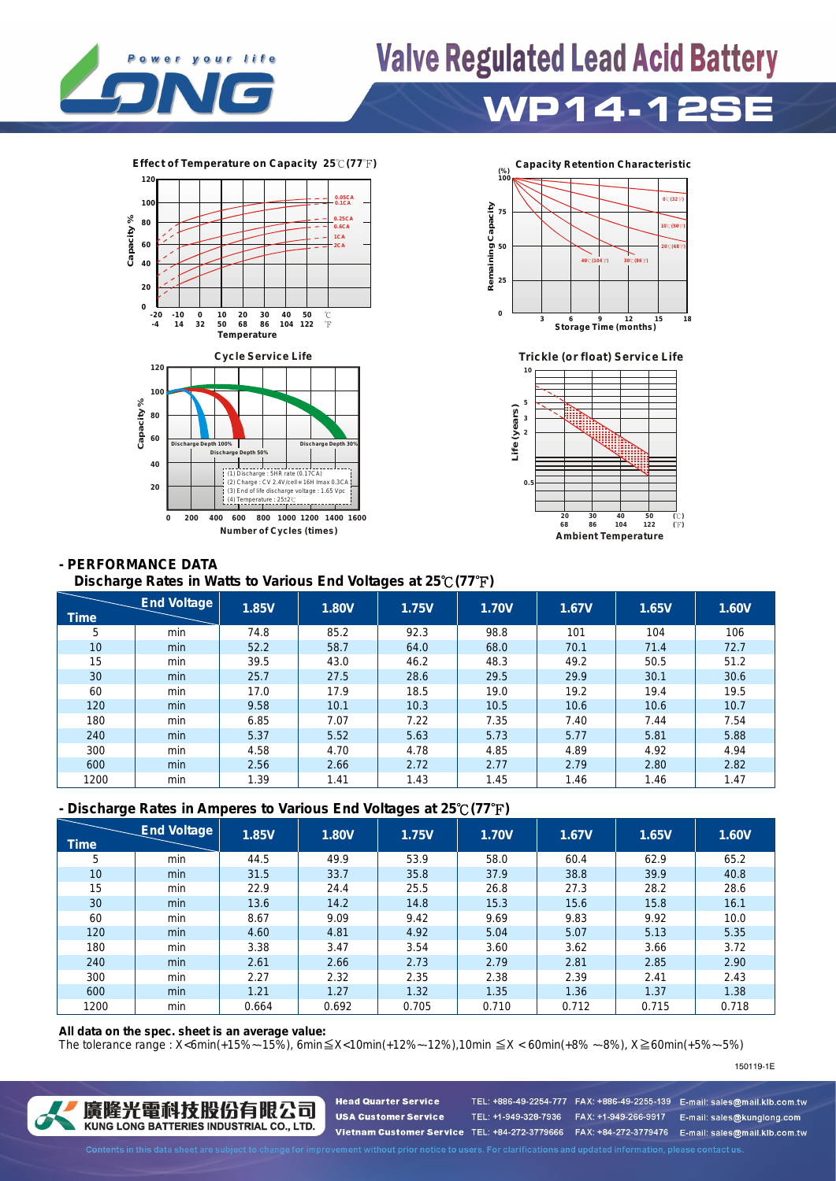Power your life

LONG

# Valve Regulated Lead Acid Battery

# WP14-12SE

Effect of Temperature on Capacity 25℃(77℉)

120
100
80
60
40
20
0

Capacity %

0.05CA
0.1CA
0.25CA
0.6CA
1CA
2CA

-20 -10 0 10 20 30 40 50 ℃
-4 14 32 50 68 86 104 122 ℉

Temperature

Capacity Retention Characteristic

(%)
100
75
50
25
0

Remaining Capacity

0℃(32℉)
10℃(50℉)
20℃(68℉)
40℃(104℉)
30℃(86℉)

3 6 9 12 15 18

Storage Time (months)

Cycle Service Life

120
100
80
60
40
20

Capacity %

Discharge Depth 100%
Discharge Depth 50%
Discharge Depth 30%

(1) Discharge : 5HR rate (0.17CA)
(2) Charge : CV 2.4V/cell×16H Imax 0.3CA
(3) End of life discharge voltage : 1.65 Vpc
(4) Temperature : 25±2℃

0 200 400 600 800 1000 1200 1400 1600

Number of Cycles (times)

Trickle (or float) Service Life

10
5
3
2
0.5

Life (years)

20 30 40 50 (℃)
68 86 104 122 (℉)

Ambient Temperature

## - PERFORMANCE DATA

### Discharge Rates in Watts to Various End Voltages at 25℃(77℉)

| Time | End Voltage | 1.85V | 1.80V | 1.75V | 1.70V | 1.67V | 1.65V | 1.60V |
|---|---|---|---|---|---|---|---|---|
| 5 | min | 74.8 | 85.2 | 92.3 | 98.8 | 101 | 104 | 106 |
| 10 | min | 52.2 | 58.7 | 64.0 | 68.0 | 70.1 | 71.4 | 72.7 |
| 15 | min | 39.5 | 43.0 | 46.2 | 48.3 | 49.2 | 50.5 | 51.2 |
| 30 | min | 25.7 | 27.5 | 28.6 | 29.5 | 29.9 | 30.1 | 30.6 |
| 60 | min | 17.0 | 17.9 | 18.5 | 19.0 | 19.2 | 19.4 | 19.5 |
| 120 | min | 9.58 | 10.1 | 10.3 | 10.5 | 10.6 | 10.6 | 10.7 |
| 180 | min | 6.85 | 7.07 | 7.22 | 7.35 | 7.40 | 7.44 | 7.54 |
| 240 | min | 5.37 | 5.52 | 5.63 | 5.73 | 5.77 | 5.81 | 5.88 |
| 300 | min | 4.58 | 4.70 | 4.78 | 4.85 | 4.89 | 4.92 | 4.94 |
| 600 | min | 2.56 | 2.66 | 2.72 | 2.77 | 2.79 | 2.80 | 2.82 |
| 1200 | min | 1.39 | 1.41 | 1.43 | 1.45 | 1.46 | 1.46 | 1.47 |

### - Discharge Rates in Amperes to Various End Voltages at 25℃(77℉)

| Time | End Voltage | 1.85V | 1.80V | 1.75V | 1.70V | 1.67V | 1.65V | 1.60V |
|---|---|---|---|---|---|---|---|---|
| 5 | min | 44.5 | 49.9 | 53.9 | 58.0 | 60.4 | 62.9 | 65.2 |
| 10 | min | 31.5 | 33.7 | 35.8 | 37.9 | 38.8 | 39.9 | 40.8 |
| 15 | min | 22.9 | 24.4 | 25.5 | 26.8 | 27.3 | 28.2 | 28.6 |
| 30 | min | 13.6 | 14.2 | 14.8 | 15.3 | 15.6 | 15.8 | 16.1 |
| 60 | min | 8.67 | 9.09 | 9.42 | 9.69 | 9.83 | 9.92 | 10.0 |
| 120 | min | 4.60 | 4.81 | 4.92 | 5.04 | 5.07 | 5.13 | 5.35 |
| 180 | min | 3.38 | 3.47 | 3.54 | 3.60 | 3.62 | 3.66 | 3.72 |
| 240 | min | 2.61 | 2.66 | 2.73 | 2.79 | 2.81 | 2.85 | 2.90 |
| 300 | min | 2.27 | 2.32 | 2.35 | 2.38 | 2.39 | 2.41 | 2.43 |
| 600 | min | 1.21 | 1.27 | 1.32 | 1.35 | 1.36 | 1.37 | 1.38 |
| 1200 | min | 0.664 | 0.692 | 0.705 | 0.710 | 0.712 | 0.715 | 0.718 |

**All data on the spec. sheet is an average value:**
The tolerance range : X<6min(+15%~-15%), 6min≦X<10min(+12%~-12%),10min ≦X < 60min(+8% ~-8%), X≧60min(+5%~-5%)

150119-1E

廣隆光電科技股份有限公司
KUNG LONG BATTERIES INDUSTRIAL CO., LTD.

| | | | |
|---|---|---|---|
| Head Quarter Service | TEL: +886-49-2254-777 | FAX: +886-49-2255-139 | E-mail: sales@mail.klb.com.tw |
| USA Customer Service | TEL: +1-949-328-7936 | FAX: +1-949-266-9917 | E-mail: sales@kunglong.com |
| Vietnam Customer Service | TEL: +84-272-3779666 | FAX: +84-272-3779476 | E-mail: sales@mail.klb.com.tw |

Contents in this data sheet are subject to change for improvement without prior notice to users. For clarifications and updated information, please contact us.